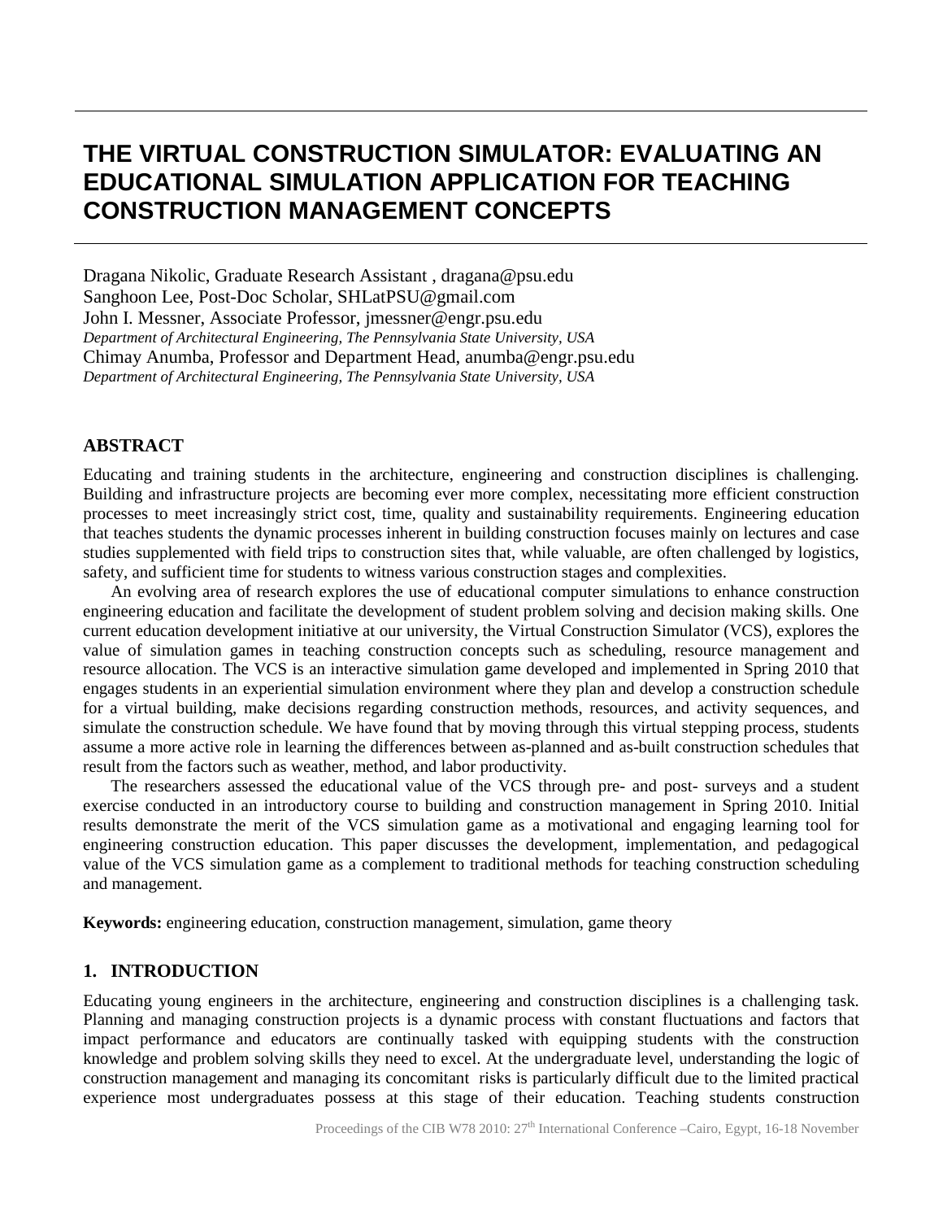# THE VIRTUAL CONSTRUCTION SIMULATOR: EVALUATING AN EDUCATIONAL SIMULATION APPLICATION FOR TEACHING CONSTRUCTION MANAGEMENT CONCEPTS

Dragana Nikolic, Graduate Research Assistant , dragana@psu.edu
Sanghoon Lee, Post-Doc Scholar, SHLatPSU@gmail.com
John I. Messner, Associate Professor, jmessner@engr.psu.edu
*Department of Architectural Engineering, The Pennsylvania State University, USA*
Chimay Anumba, Professor and Department Head, anumba@engr.psu.edu
*Department of Architectural Engineering, The Pennsylvania State University, USA*

## ABSTRACT

Educating and training students in the architecture, engineering and construction disciplines is challenging. Building and infrastructure projects are becoming ever more complex, necessitating more efficient construction processes to meet increasingly strict cost, time, quality and sustainability requirements. Engineering education that teaches students the dynamic processes inherent in building construction focuses mainly on lectures and case studies supplemented with field trips to construction sites that, while valuable, are often challenged by logistics, safety, and sufficient time for students to witness various construction stages and complexities.

An evolving area of research explores the use of educational computer simulations to enhance construction engineering education and facilitate the development of student problem solving and decision making skills. One current education development initiative at our university, the Virtual Construction Simulator (VCS), explores the value of simulation games in teaching construction concepts such as scheduling, resource management and resource allocation. The VCS is an interactive simulation game developed and implemented in Spring 2010 that engages students in an experiential simulation environment where they plan and develop a construction schedule for a virtual building, make decisions regarding construction methods, resources, and activity sequences, and simulate the construction schedule. We have found that by moving through this virtual stepping process, students assume a more active role in learning the differences between as-planned and as-built construction schedules that result from the factors such as weather, method, and labor productivity.

The researchers assessed the educational value of the VCS through pre- and post- surveys and a student exercise conducted in an introductory course to building and construction management in Spring 2010. Initial results demonstrate the merit of the VCS simulation game as a motivational and engaging learning tool for engineering construction education. This paper discusses the development, implementation, and pedagogical value of the VCS simulation game as a complement to traditional methods for teaching construction scheduling and management.

**Keywords:** engineering education, construction management, simulation, game theory

## 1. INTRODUCTION

Educating young engineers in the architecture, engineering and construction disciplines is a challenging task. Planning and managing construction projects is a dynamic process with constant fluctuations and factors that impact performance and educators are continually tasked with equipping students with the construction knowledge and problem solving skills they need to excel. At the undergraduate level, understanding the logic of construction management and managing its concomitant risks is particularly difficult due to the limited practical experience most undergraduates possess at this stage of their education. Teaching students construction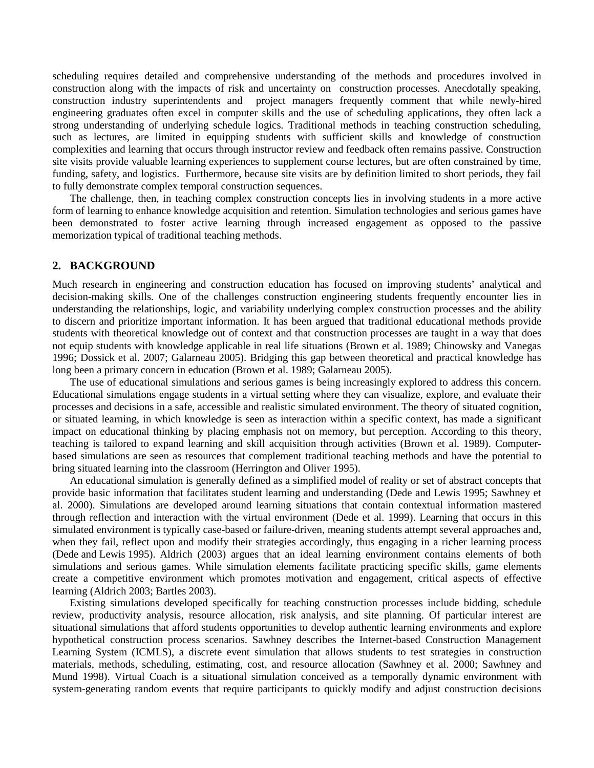scheduling requires detailed and comprehensive understanding of the methods and procedures involved in construction along with the impacts of risk and uncertainty on construction processes. Anecdotally speaking, construction industry superintendents and project managers frequently comment that while newly-hired engineering graduates often excel in computer skills and the use of scheduling applications, they often lack a strong understanding of underlying schedule logics. Traditional methods in teaching construction scheduling, such as lectures, are limited in equipping students with sufficient skills and knowledge of construction complexities and learning that occurs through instructor review and feedback often remains passive. Construction site visits provide valuable learning experiences to supplement course lectures, but are often constrained by time, funding, safety, and logistics. Furthermore, because site visits are by definition limited to short periods, they fail to fully demonstrate complex temporal construction sequences.

The challenge, then, in teaching complex construction concepts lies in involving students in a more active form of learning to enhance knowledge acquisition and retention. Simulation technologies and serious games have been demonstrated to foster active learning through increased engagement as opposed to the passive memorization typical of traditional teaching methods.

## 2. BACKGROUND

Much research in engineering and construction education has focused on improving students' analytical and decision-making skills. One of the challenges construction engineering students frequently encounter lies in understanding the relationships, logic, and variability underlying complex construction processes and the ability to discern and prioritize important information. It has been argued that traditional educational methods provide students with theoretical knowledge out of context and that construction processes are taught in a way that does not equip students with knowledge applicable in real life situations (Brown et al. 1989; Chinowsky and Vanegas 1996; Dossick et al. 2007; Galarneau 2005). Bridging this gap between theoretical and practical knowledge has long been a primary concern in education (Brown et al. 1989; Galarneau 2005).

The use of educational simulations and serious games is being increasingly explored to address this concern. Educational simulations engage students in a virtual setting where they can visualize, explore, and evaluate their processes and decisions in a safe, accessible and realistic simulated environment. The theory of situated cognition, or situated learning, in which knowledge is seen as interaction within a specific context, has made a significant impact on educational thinking by placing emphasis not on memory, but perception. According to this theory, teaching is tailored to expand learning and skill acquisition through activities (Brown et al. 1989). Computer-based simulations are seen as resources that complement traditional teaching methods and have the potential to bring situated learning into the classroom (Herrington and Oliver 1995).

An educational simulation is generally defined as a simplified model of reality or set of abstract concepts that provide basic information that facilitates student learning and understanding (Dede and Lewis 1995; Sawhney et al. 2000). Simulations are developed around learning situations that contain contextual information mastered through reflection and interaction with the virtual environment (Dede et al. 1999). Learning that occurs in this simulated environment is typically case-based or failure-driven, meaning students attempt several approaches and, when they fail, reflect upon and modify their strategies accordingly, thus engaging in a richer learning process (Dede and Lewis 1995). Aldrich (2003) argues that an ideal learning environment contains elements of both simulations and serious games. While simulation elements facilitate practicing specific skills, game elements create a competitive environment which promotes motivation and engagement, critical aspects of effective learning (Aldrich 2003; Bartles 2003).

Existing simulations developed specifically for teaching construction processes include bidding, schedule review, productivity analysis, resource allocation, risk analysis, and site planning. Of particular interest are situational simulations that afford students opportunities to develop authentic learning environments and explore hypothetical construction process scenarios. Sawhney describes the Internet-based Construction Management Learning System (ICMLS), a discrete event simulation that allows students to test strategies in construction materials, methods, scheduling, estimating, cost, and resource allocation (Sawhney et al. 2000; Sawhney and Mund 1998). Virtual Coach is a situational simulation conceived as a temporally dynamic environment with system-generating random events that require participants to quickly modify and adjust construction decisions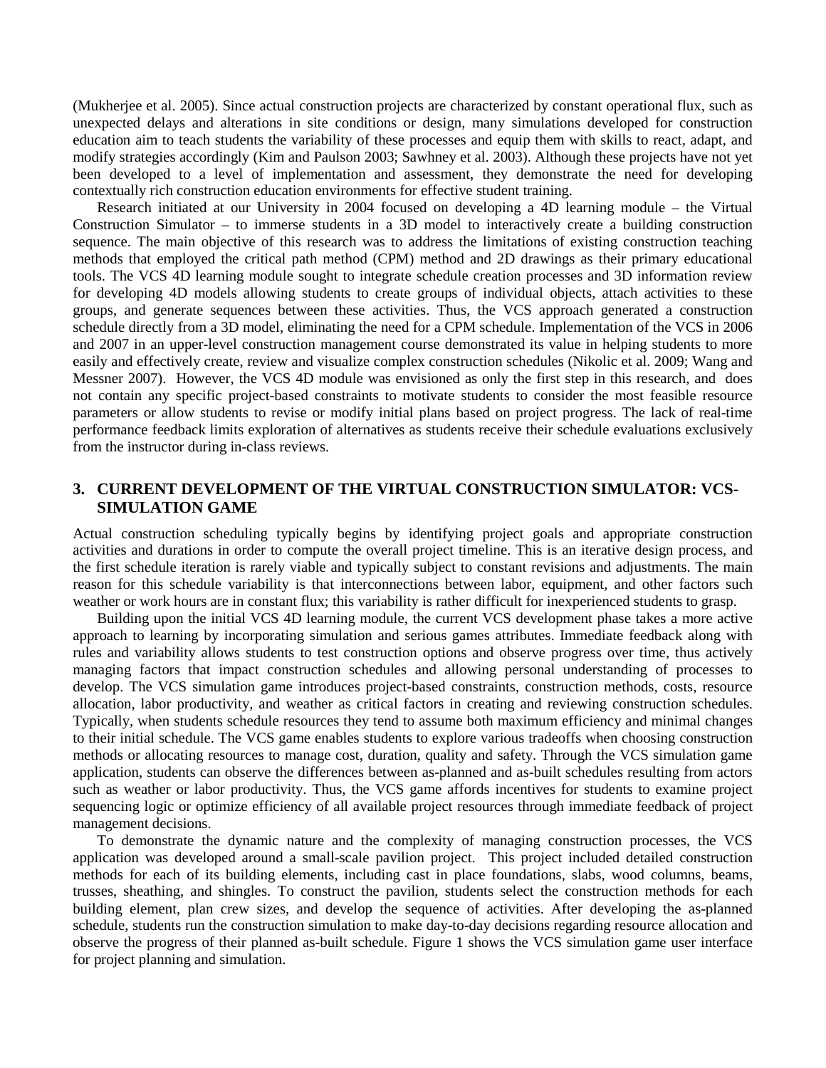(Mukherjee et al. 2005). Since actual construction projects are characterized by constant operational flux, such as unexpected delays and alterations in site conditions or design, many simulations developed for construction education aim to teach students the variability of these processes and equip them with skills to react, adapt, and modify strategies accordingly (Kim and Paulson 2003; Sawhney et al. 2003). Although these projects have not yet been developed to a level of implementation and assessment, they demonstrate the need for developing contextually rich construction education environments for effective student training.

Research initiated at our University in 2004 focused on developing a 4D learning module – the Virtual Construction Simulator – to immerse students in a 3D model to interactively create a building construction sequence. The main objective of this research was to address the limitations of existing construction teaching methods that employed the critical path method (CPM) method and 2D drawings as their primary educational tools. The VCS 4D learning module sought to integrate schedule creation processes and 3D information review for developing 4D models allowing students to create groups of individual objects, attach activities to these groups, and generate sequences between these activities. Thus, the VCS approach generated a construction schedule directly from a 3D model, eliminating the need for a CPM schedule. Implementation of the VCS in 2006 and 2007 in an upper-level construction management course demonstrated its value in helping students to more easily and effectively create, review and visualize complex construction schedules (Nikolic et al. 2009; Wang and Messner 2007). However, the VCS 4D module was envisioned as only the first step in this research, and does not contain any specific project-based constraints to motivate students to consider the most feasible resource parameters or allow students to revise or modify initial plans based on project progress. The lack of real-time performance feedback limits exploration of alternatives as students receive their schedule evaluations exclusively from the instructor during in-class reviews.

## 3. CURRENT DEVELOPMENT OF THE VIRTUAL CONSTRUCTION SIMULATOR: VCS-SIMULATION GAME

Actual construction scheduling typically begins by identifying project goals and appropriate construction activities and durations in order to compute the overall project timeline. This is an iterative design process, and the first schedule iteration is rarely viable and typically subject to constant revisions and adjustments. The main reason for this schedule variability is that interconnections between labor, equipment, and other factors such weather or work hours are in constant flux; this variability is rather difficult for inexperienced students to grasp.

Building upon the initial VCS 4D learning module, the current VCS development phase takes a more active approach to learning by incorporating simulation and serious games attributes. Immediate feedback along with rules and variability allows students to test construction options and observe progress over time, thus actively managing factors that impact construction schedules and allowing personal understanding of processes to develop. The VCS simulation game introduces project-based constraints, construction methods, costs, resource allocation, labor productivity, and weather as critical factors in creating and reviewing construction schedules. Typically, when students schedule resources they tend to assume both maximum efficiency and minimal changes to their initial schedule. The VCS game enables students to explore various tradeoffs when choosing construction methods or allocating resources to manage cost, duration, quality and safety. Through the VCS simulation game application, students can observe the differences between as-planned and as-built schedules resulting from actors such as weather or labor productivity. Thus, the VCS game affords incentives for students to examine project sequencing logic or optimize efficiency of all available project resources through immediate feedback of project management decisions.

To demonstrate the dynamic nature and the complexity of managing construction processes, the VCS application was developed around a small-scale pavilion project. This project included detailed construction methods for each of its building elements, including cast in place foundations, slabs, wood columns, beams, trusses, sheathing, and shingles. To construct the pavilion, students select the construction methods for each building element, plan crew sizes, and develop the sequence of activities. After developing the as-planned schedule, students run the construction simulation to make day-to-day decisions regarding resource allocation and observe the progress of their planned as-built schedule. Figure 1 shows the VCS simulation game user interface for project planning and simulation.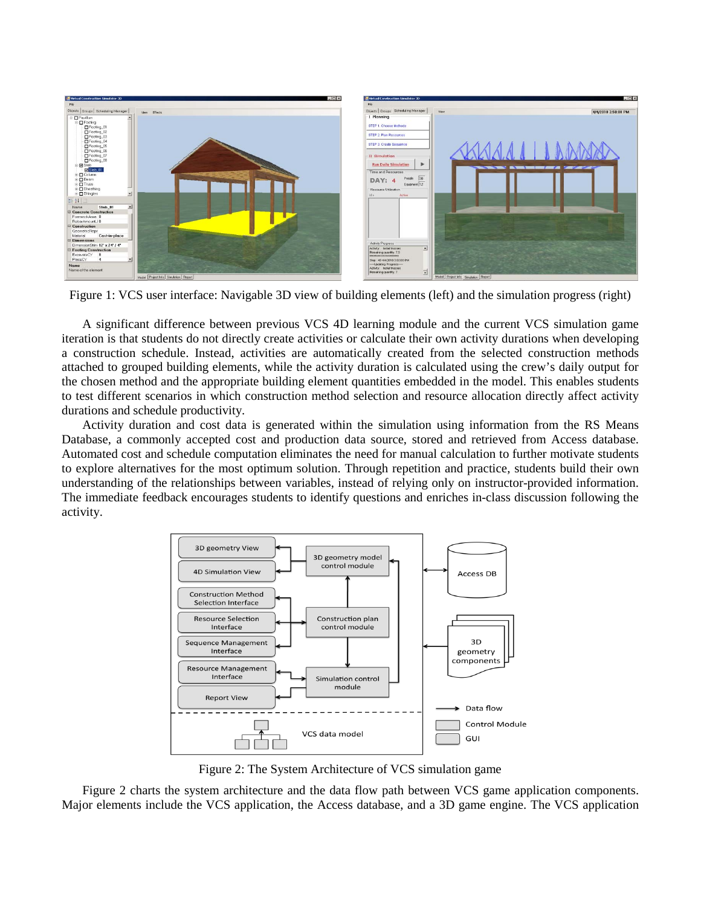Figure 1: VCS user interface: Navigable 3D view of building elements (left) and the simulation progress (right)

A significant difference between previous VCS 4D learning module and the current VCS simulation game iteration is that students do not directly create activities or calculate their own activity durations when developing a construction schedule. Instead, activities are automatically created from the selected construction methods attached to grouped building elements, while the activity duration is calculated using the crew's daily output for the chosen method and the appropriate building element quantities embedded in the model. This enables students to test different scenarios in which construction method selection and resource allocation directly affect activity durations and schedule productivity.

Activity duration and cost data is generated within the simulation using information from the RS Means Database, a commonly accepted cost and production data source, stored and retrieved from Access database. Automated cost and schedule computation eliminates the need for manual calculation to further motivate students to explore alternatives for the most optimum solution. Through repetition and practice, students build their own understanding of the relationships between variables, instead of relying only on instructor-provided information. The immediate feedback encourages students to identify questions and enriches in-class discussion following the activity.

3D geometry View
4D Simulation View
Construction Method Selection Interface
Resource Selection Interface
Sequence Management Interface
Resource Management Interface
Report View
3D geometry model control module
Construction plan control module
Simulation control module
Access DB
3D geometry components
VCS data model
Data flow
Control Module
GUI

Figure 2: The System Architecture of VCS simulation game

Figure 2 charts the system architecture and the data flow path between VCS game application components. Major elements include the VCS application, the Access database, and a 3D game engine. The VCS application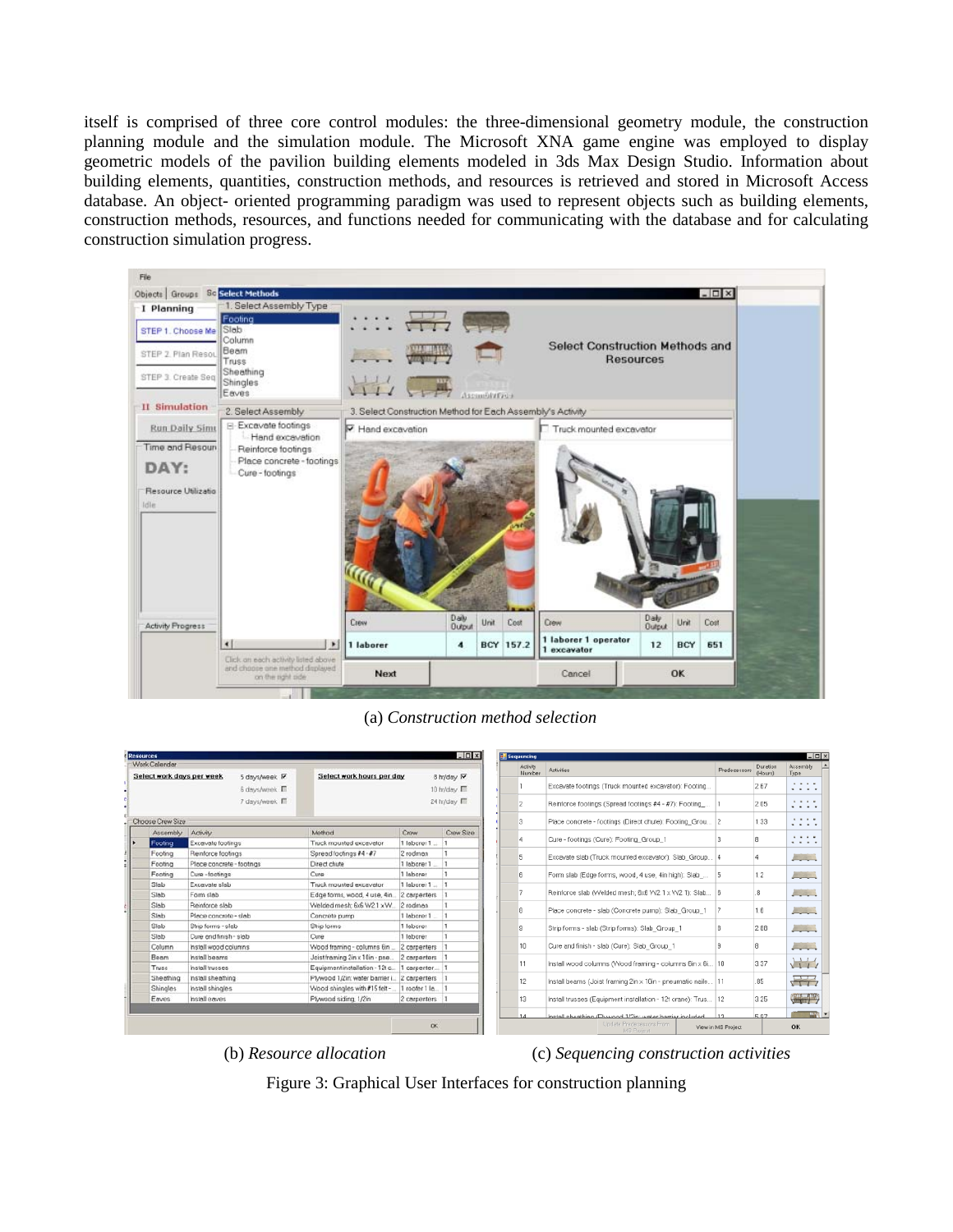itself is comprised of three core control modules: the three-dimensional geometry module, the construction planning module and the simulation module. The Microsoft XNA game engine was employed to display geometric models of the pavilion building elements modeled in 3ds Max Design Studio. Information about building elements, quantities, construction methods, and resources is retrieved and stored in Microsoft Access database. An object- oriented programming paradigm was used to represent objects such as building elements, construction methods, resources, and functions needed for communicating with the database and for calculating construction simulation progress.

(a) *Construction method selection*

(b) *Resource allocation*

(c) *Sequencing construction activities*

Figure 3: Graphical User Interfaces for construction planning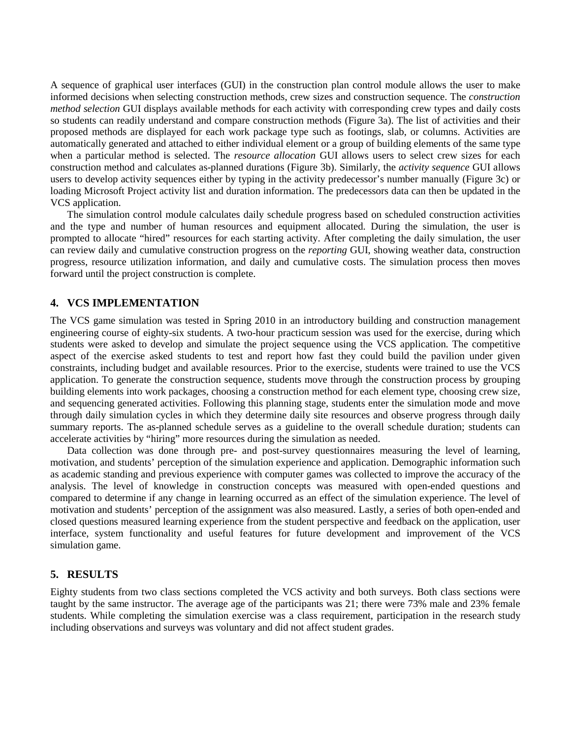A sequence of graphical user interfaces (GUI) in the construction plan control module allows the user to make informed decisions when selecting construction methods, crew sizes and construction sequence. The *construction method selection* GUI displays available methods for each activity with corresponding crew types and daily costs so students can readily understand and compare construction methods (Figure 3a). The list of activities and their proposed methods are displayed for each work package type such as footings, slab, or columns. Activities are automatically generated and attached to either individual element or a group of building elements of the same type when a particular method is selected. The *resource allocation* GUI allows users to select crew sizes for each construction method and calculates as-planned durations (Figure 3b). Similarly, the *activity sequence* GUI allows users to develop activity sequences either by typing in the activity predecessor's number manually (Figure 3c) or loading Microsoft Project activity list and duration information. The predecessors data can then be updated in the VCS application.

The simulation control module calculates daily schedule progress based on scheduled construction activities and the type and number of human resources and equipment allocated. During the simulation, the user is prompted to allocate "hired" resources for each starting activity. After completing the daily simulation, the user can review daily and cumulative construction progress on the *reporting* GUI, showing weather data, construction progress, resource utilization information, and daily and cumulative costs. The simulation process then moves forward until the project construction is complete.

## 4. VCS IMPLEMENTATION

The VCS game simulation was tested in Spring 2010 in an introductory building and construction management engineering course of eighty-six students. A two-hour practicum session was used for the exercise, during which students were asked to develop and simulate the project sequence using the VCS application. The competitive aspect of the exercise asked students to test and report how fast they could build the pavilion under given constraints, including budget and available resources. Prior to the exercise, students were trained to use the VCS application. To generate the construction sequence, students move through the construction process by grouping building elements into work packages, choosing a construction method for each element type, choosing crew size, and sequencing generated activities. Following this planning stage, students enter the simulation mode and move through daily simulation cycles in which they determine daily site resources and observe progress through daily summary reports. The as-planned schedule serves as a guideline to the overall schedule duration; students can accelerate activities by "hiring" more resources during the simulation as needed.

Data collection was done through pre- and post-survey questionnaires measuring the level of learning, motivation, and students' perception of the simulation experience and application. Demographic information such as academic standing and previous experience with computer games was collected to improve the accuracy of the analysis. The level of knowledge in construction concepts was measured with open-ended questions and compared to determine if any change in learning occurred as an effect of the simulation experience. The level of motivation and students' perception of the assignment was also measured. Lastly, a series of both open-ended and closed questions measured learning experience from the student perspective and feedback on the application, user interface, system functionality and useful features for future development and improvement of the VCS simulation game.

## 5. RESULTS

Eighty students from two class sections completed the VCS activity and both surveys. Both class sections were taught by the same instructor. The average age of the participants was 21; there were 73% male and 23% female students. While completing the simulation exercise was a class requirement, participation in the research study including observations and surveys was voluntary and did not affect student grades.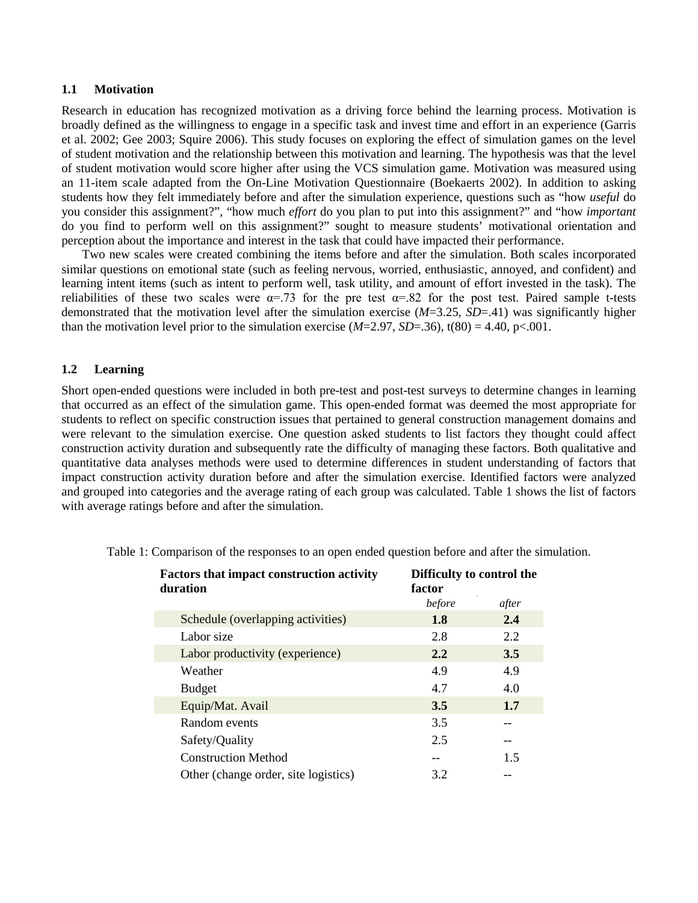### 1.1 Motivation

Research in education has recognized motivation as a driving force behind the learning process. Motivation is broadly defined as the willingness to engage in a specific task and invest time and effort in an experience (Garris et al. 2002; Gee 2003; Squire 2006). This study focuses on exploring the effect of simulation games on the level of student motivation and the relationship between this motivation and learning. The hypothesis was that the level of student motivation would score higher after using the VCS simulation game. Motivation was measured using an 11-item scale adapted from the On-Line Motivation Questionnaire (Boekaerts 2002). In addition to asking students how they felt immediately before and after the simulation experience, questions such as "how *useful* do you consider this assignment?", "how much *effort* do you plan to put into this assignment?" and "how *important* do you find to perform well on this assignment?" sought to measure students' motivational orientation and perception about the importance and interest in the task that could have impacted their performance.

Two new scales were created combining the items before and after the simulation. Both scales incorporated similar questions on emotional state (such as feeling nervous, worried, enthusiastic, annoyed, and confident) and learning intent items (such as intent to perform well, task utility, and amount of effort invested in the task). The reliabilities of these two scales were $\alpha$=.73 for the pre test $\alpha$=.82 for the post test. Paired sample t-tests demonstrated that the motivation level after the simulation exercise ($M$=3.25, $SD$=.41) was significantly higher than the motivation level prior to the simulation exercise ($M$=2.97, $SD$=.36), $t(80) = 4.40$, $p<.001$.

### 1.2 Learning

Short open-ended questions were included in both pre-test and post-test surveys to determine changes in learning that occurred as an effect of the simulation game. This open-ended format was deemed the most appropriate for students to reflect on specific construction issues that pertained to general construction management domains and were relevant to the simulation exercise. One question asked students to list factors they thought could affect construction activity duration and subsequently rate the difficulty of managing these factors. Both qualitative and quantitative data analyses methods were used to determine differences in student understanding of factors that impact construction activity duration before and after the simulation exercise. Identified factors were analyzed and grouped into categories and the average rating of each group was calculated. Table 1 shows the list of factors with average ratings before and after the simulation.

Table 1: Comparison of the responses to an open ended question before and after the simulation.

| **Factors that impact construction activity duration** | **Difficulty to control the factor** | |
|---|---|---|
| | *before* | *after* |
| Schedule (overlapping activities) | **1.8** | **2.4** |
| Labor size | 2.8 | 2.2 |
| Labor productivity (experience) | **2.2** | **3.5** |
| Weather | 4.9 | 4.9 |
| Budget | 4.7 | 4.0 |
| Equip/Mat. Avail | **3.5** | **1.7** |
| Random events | 3.5 | -- |
| Safety/Quality | 2.5 | -- |
| Construction Method | -- | 1.5 |
| Other (change order, site logistics) | 3.2 | -- |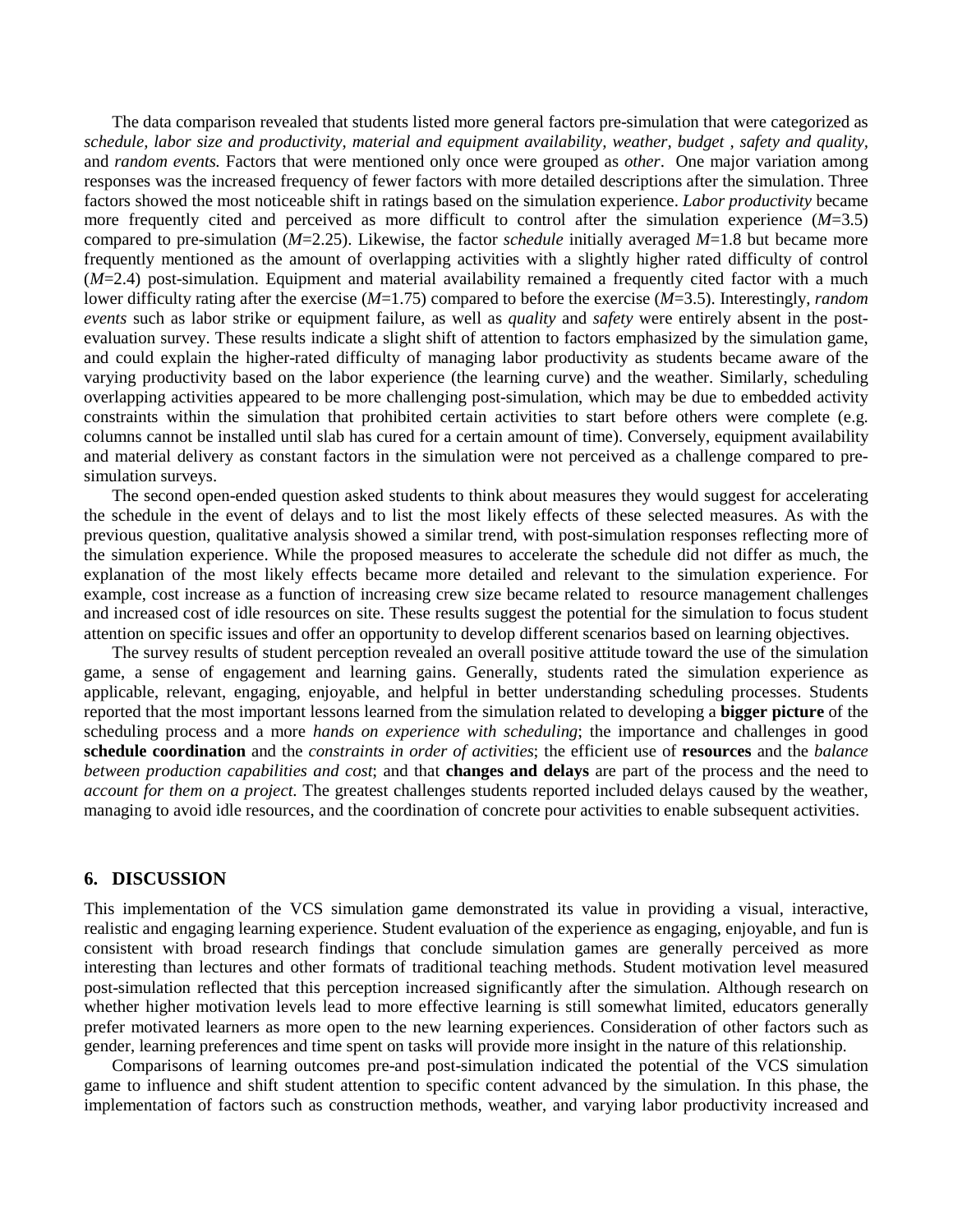The data comparison revealed that students listed more general factors pre-simulation that were categorized as *schedule, labor size and productivity, material and equipment availability, weather, budget , safety and quality*, and *random events.* Factors that were mentioned only once were grouped as *other*. One major variation among responses was the increased frequency of fewer factors with more detailed descriptions after the simulation. Three factors showed the most noticeable shift in ratings based on the simulation experience. *Labor productivity* became more frequently cited and perceived as more difficult to control after the simulation experience (*M*=3.5) compared to pre-simulation (*M*=2.25). Likewise, the factor *schedule* initially averaged *M*=1.8 but became more frequently mentioned as the amount of overlapping activities with a slightly higher rated difficulty of control (*M*=2.4) post-simulation. Equipment and material availability remained a frequently cited factor with a much lower difficulty rating after the exercise (*M*=1.75) compared to before the exercise (*M*=3.5). Interestingly, *random events* such as labor strike or equipment failure, as well as *quality* and *safety* were entirely absent in the post-evaluation survey. These results indicate a slight shift of attention to factors emphasized by the simulation game, and could explain the higher-rated difficulty of managing labor productivity as students became aware of the varying productivity based on the labor experience (the learning curve) and the weather. Similarly, scheduling overlapping activities appeared to be more challenging post-simulation, which may be due to embedded activity constraints within the simulation that prohibited certain activities to start before others were complete (e.g. columns cannot be installed until slab has cured for a certain amount of time). Conversely, equipment availability and material delivery as constant factors in the simulation were not perceived as a challenge compared to pre-simulation surveys.

The second open-ended question asked students to think about measures they would suggest for accelerating the schedule in the event of delays and to list the most likely effects of these selected measures. As with the previous question, qualitative analysis showed a similar trend, with post-simulation responses reflecting more of the simulation experience. While the proposed measures to accelerate the schedule did not differ as much, the explanation of the most likely effects became more detailed and relevant to the simulation experience. For example, cost increase as a function of increasing crew size became related to resource management challenges and increased cost of idle resources on site. These results suggest the potential for the simulation to focus student attention on specific issues and offer an opportunity to develop different scenarios based on learning objectives.

The survey results of student perception revealed an overall positive attitude toward the use of the simulation game, a sense of engagement and learning gains. Generally, students rated the simulation experience as applicable, relevant, engaging, enjoyable, and helpful in better understanding scheduling processes. Students reported that the most important lessons learned from the simulation related to developing a **bigger picture** of the scheduling process and a more *hands on experience with scheduling*; the importance and challenges in good **schedule coordination** and the *constraints in order of activities*; the efficient use of **resources** and the *balance between production capabilities and cost*; and that **changes and delays** are part of the process and the need to *account for them on a project*. The greatest challenges students reported included delays caused by the weather, managing to avoid idle resources, and the coordination of concrete pour activities to enable subsequent activities.

## 6. DISCUSSION

This implementation of the VCS simulation game demonstrated its value in providing a visual, interactive, realistic and engaging learning experience. Student evaluation of the experience as engaging, enjoyable, and fun is consistent with broad research findings that conclude simulation games are generally perceived as more interesting than lectures and other formats of traditional teaching methods. Student motivation level measured post-simulation reflected that this perception increased significantly after the simulation. Although research on whether higher motivation levels lead to more effective learning is still somewhat limited, educators generally prefer motivated learners as more open to the new learning experiences. Consideration of other factors such as gender, learning preferences and time spent on tasks will provide more insight in the nature of this relationship.

Comparisons of learning outcomes pre-and post-simulation indicated the potential of the VCS simulation game to influence and shift student attention to specific content advanced by the simulation. In this phase, the implementation of factors such as construction methods, weather, and varying labor productivity increased and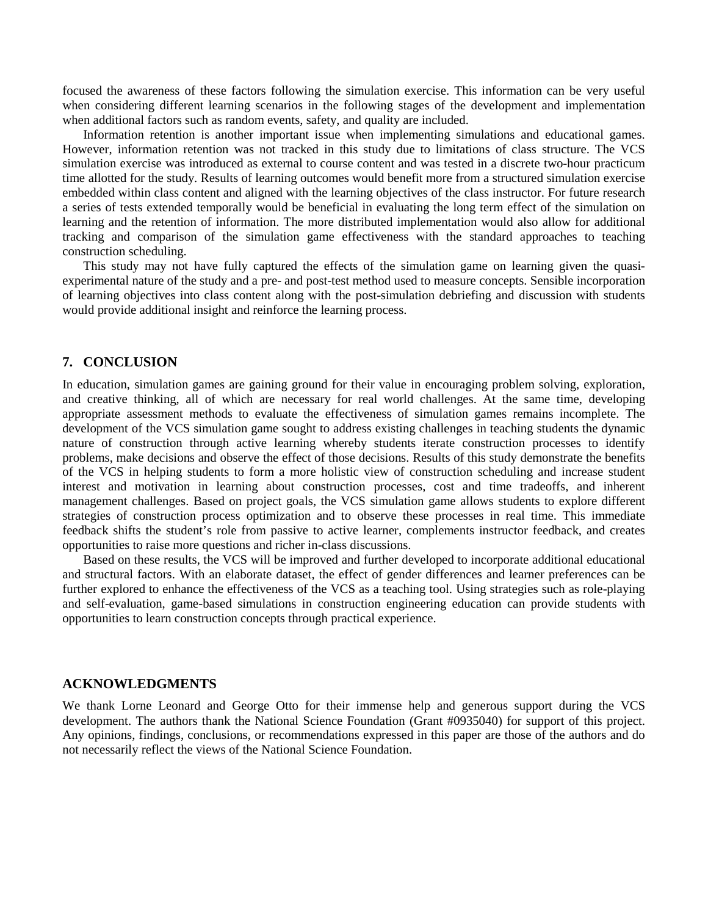focused the awareness of these factors following the simulation exercise. This information can be very useful when considering different learning scenarios in the following stages of the development and implementation when additional factors such as random events, safety, and quality are included.

Information retention is another important issue when implementing simulations and educational games. However, information retention was not tracked in this study due to limitations of class structure. The VCS simulation exercise was introduced as external to course content and was tested in a discrete two-hour practicum time allotted for the study. Results of learning outcomes would benefit more from a structured simulation exercise embedded within class content and aligned with the learning objectives of the class instructor. For future research a series of tests extended temporally would be beneficial in evaluating the long term effect of the simulation on learning and the retention of information. The more distributed implementation would also allow for additional tracking and comparison of the simulation game effectiveness with the standard approaches to teaching construction scheduling.

This study may not have fully captured the effects of the simulation game on learning given the quasi-experimental nature of the study and a pre- and post-test method used to measure concepts. Sensible incorporation of learning objectives into class content along with the post-simulation debriefing and discussion with students would provide additional insight and reinforce the learning process.

## 7. CONCLUSION

In education, simulation games are gaining ground for their value in encouraging problem solving, exploration, and creative thinking, all of which are necessary for real world challenges. At the same time, developing appropriate assessment methods to evaluate the effectiveness of simulation games remains incomplete. The development of the VCS simulation game sought to address existing challenges in teaching students the dynamic nature of construction through active learning whereby students iterate construction processes to identify problems, make decisions and observe the effect of those decisions. Results of this study demonstrate the benefits of the VCS in helping students to form a more holistic view of construction scheduling and increase student interest and motivation in learning about construction processes, cost and time tradeoffs, and inherent management challenges. Based on project goals, the VCS simulation game allows students to explore different strategies of construction process optimization and to observe these processes in real time. This immediate feedback shifts the student's role from passive to active learner, complements instructor feedback, and creates opportunities to raise more questions and richer in-class discussions.

Based on these results, the VCS will be improved and further developed to incorporate additional educational and structural factors. With an elaborate dataset, the effect of gender differences and learner preferences can be further explored to enhance the effectiveness of the VCS as a teaching tool. Using strategies such as role-playing and self-evaluation, game-based simulations in construction engineering education can provide students with opportunities to learn construction concepts through practical experience.

## ACKNOWLEDGMENTS

We thank Lorne Leonard and George Otto for their immense help and generous support during the VCS development. The authors thank the National Science Foundation (Grant #0935040) for support of this project. Any opinions, findings, conclusions, or recommendations expressed in this paper are those of the authors and do not necessarily reflect the views of the National Science Foundation.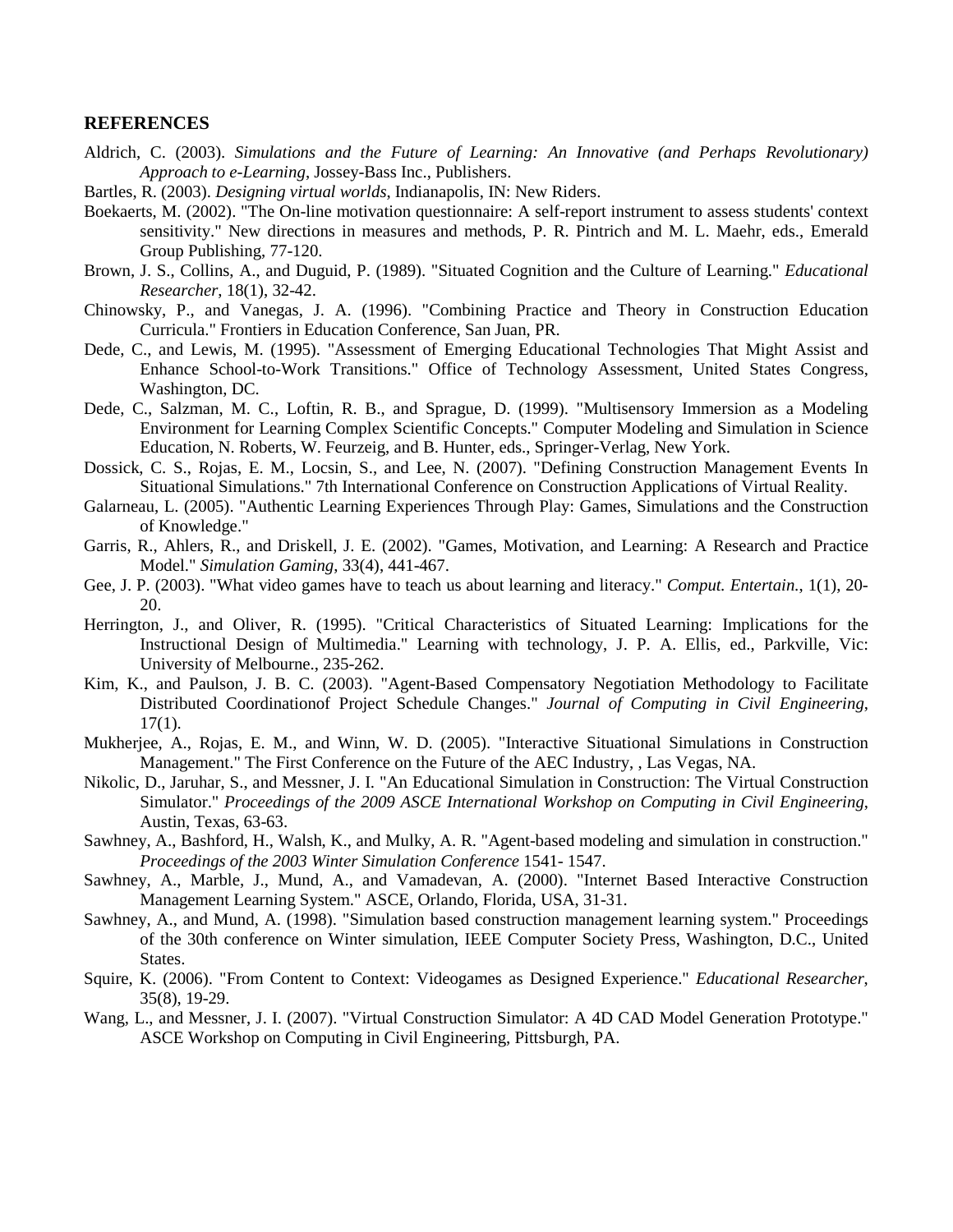## REFERENCES

Aldrich, C. (2003). *Simulations and the Future of Learning: An Innovative (and Perhaps Revolutionary) Approach to e-Learning*, Jossey-Bass Inc., Publishers.

Bartles, R. (2003). *Designing virtual worlds*, Indianapolis, IN: New Riders.

Boekaerts, M. (2002). "The On-line motivation questionnaire: A self-report instrument to assess students' context sensitivity." New directions in measures and methods, P. R. Pintrich and M. L. Maehr, eds., Emerald Group Publishing, 77-120.

Brown, J. S., Collins, A., and Duguid, P. (1989). "Situated Cognition and the Culture of Learning." *Educational Researcher*, 18(1), 32-42.

Chinowsky, P., and Vanegas, J. A. (1996). "Combining Practice and Theory in Construction Education Curricula." Frontiers in Education Conference, San Juan, PR.

Dede, C., and Lewis, M. (1995). "Assessment of Emerging Educational Technologies That Might Assist and Enhance School-to-Work Transitions." Office of Technology Assessment, United States Congress, Washington, DC.

Dede, C., Salzman, M. C., Loftin, R. B., and Sprague, D. (1999). "Multisensory Immersion as a Modeling Environment for Learning Complex Scientific Concepts." Computer Modeling and Simulation in Science Education, N. Roberts, W. Feurzeig, and B. Hunter, eds., Springer-Verlag, New York.

Dossick, C. S., Rojas, E. M., Locsin, S., and Lee, N. (2007). "Defining Construction Management Events In Situational Simulations." 7th International Conference on Construction Applications of Virtual Reality.

Galarneau, L. (2005). "Authentic Learning Experiences Through Play: Games, Simulations and the Construction of Knowledge."

Garris, R., Ahlers, R., and Driskell, J. E. (2002). "Games, Motivation, and Learning: A Research and Practice Model." *Simulation Gaming*, 33(4), 441-467.

Gee, J. P. (2003). "What video games have to teach us about learning and literacy." *Comput. Entertain.*, 1(1), 20-20.

Herrington, J., and Oliver, R. (1995). "Critical Characteristics of Situated Learning: Implications for the Instructional Design of Multimedia." Learning with technology, J. P. A. Ellis, ed., Parkville, Vic: University of Melbourne., 235-262.

Kim, K., and Paulson, J. B. C. (2003). "Agent-Based Compensatory Negotiation Methodology to Facilitate Distributed Coordinationof Project Schedule Changes." *Journal of Computing in Civil Engineering*, 17(1).

Mukherjee, A., Rojas, E. M., and Winn, W. D. (2005). "Interactive Situational Simulations in Construction Management." The First Conference on the Future of the AEC Industry, , Las Vegas, NA.

Nikolic, D., Jaruhar, S., and Messner, J. I. "An Educational Simulation in Construction: The Virtual Construction Simulator." *Proceedings of the 2009 ASCE International Workshop on Computing in Civil Engineering*, Austin, Texas, 63-63.

Sawhney, A., Bashford, H., Walsh, K., and Mulky, A. R. "Agent-based modeling and simulation in construction." *Proceedings of the 2003 Winter Simulation Conference* 1541- 1547.

Sawhney, A., Marble, J., Mund, A., and Vamadevan, A. (2000). "Internet Based Interactive Construction Management Learning System." ASCE, Orlando, Florida, USA, 31-31.

Sawhney, A., and Mund, A. (1998). "Simulation based construction management learning system." Proceedings of the 30th conference on Winter simulation, IEEE Computer Society Press, Washington, D.C., United States.

Squire, K. (2006). "From Content to Context: Videogames as Designed Experience." *Educational Researcher*, 35(8), 19-29.

Wang, L., and Messner, J. I. (2007). "Virtual Construction Simulator: A 4D CAD Model Generation Prototype." ASCE Workshop on Computing in Civil Engineering, Pittsburgh, PA.